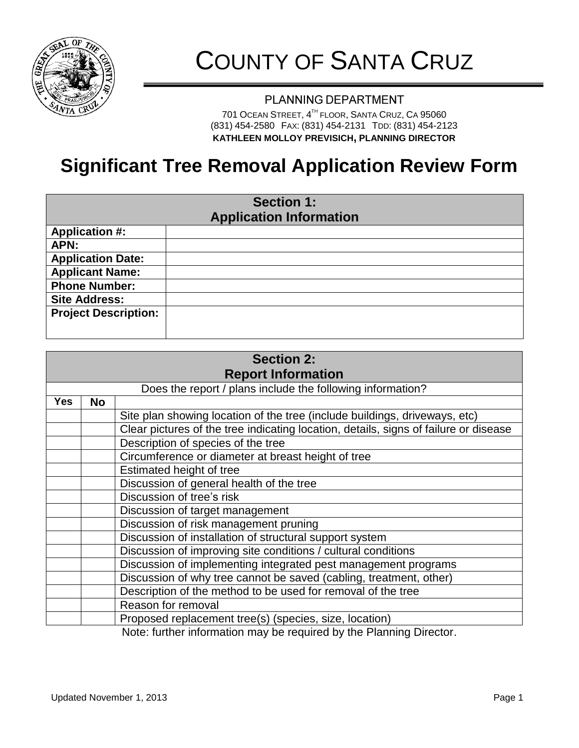# COUNTY OF SANTA CRUZ

PLANNING DEPARTMENT

701 OCEAN STREET, 4TH FLOOR, SANTA CRUZ, CA 95060
(831) 454-2580 FAX: (831) 454-2131 TDD: (831) 454-2123
**KATHLEEN MOLLOY PREVISICH, PLANNING DIRECTOR**

# Significant Tree Removal Application Review Form

| Section 1: Application Information | |
|---|---|
| **Application #:** | |
| **APN:** | |
| **Application Date:** | |
| **Applicant Name:** | |
| **Phone Number:** | |
| **Site Address:** | |
| **Project Description:** | |

**Section 2: Report Information**

Does the report / plans include the following information?

| Yes | No | |
|---|---|---|
| | | Site plan showing location of the tree (include buildings, driveways, etc) |
| | | Clear pictures of the tree indicating location, details, signs of failure or disease |
| | | Description of species of the tree |
| | | Circumference or diameter at breast height of tree |
| | | Estimated height of tree |
| | | Discussion of general health of the tree |
| | | Discussion of tree's risk |
| | | Discussion of target management |
| | | Discussion of risk management pruning |
| | | Discussion of installation of structural support system |
| | | Discussion of improving site conditions / cultural conditions |
| | | Discussion of implementing integrated pest management programs |
| | | Discussion of why tree cannot be saved (cabling, treatment, other) |
| | | Description of the method to be used for removal of the tree |
| | | Reason for removal |
| | | Proposed replacement tree(s) (species, size, location) |

Note: further information may be required by the Planning Director.

Updated November 1, 2013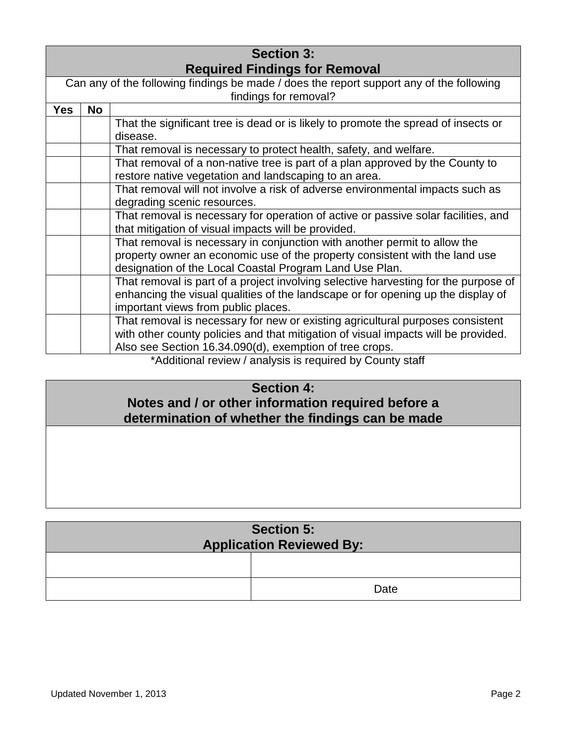## Section 3: Required Findings for Removal

Can any of the following findings be made / does the report support any of the following findings for removal?

| Yes | No | |
|---|---|---|
| | | That the significant tree is dead or is likely to promote the spread of insects or disease. |
| | | That removal is necessary to protect health, safety, and welfare. |
| | | That removal of a non-native tree is part of a plan approved by the County to restore native vegetation and landscaping to an area. |
| | | That removal will not involve a risk of adverse environmental impacts such as degrading scenic resources. |
| | | That removal is necessary for operation of active or passive solar facilities, and that mitigation of visual impacts will be provided. |
| | | That removal is necessary in conjunction with another permit to allow the property owner an economic use of the property consistent with the land use designation of the Local Coastal Program Land Use Plan. |
| | | That removal is part of a project involving selective harvesting for the purpose of enhancing the visual qualities of the landscape or for opening up the display of important views from public places. |
| | | That removal is necessary for new or existing agricultural purposes consistent with other county policies and that mitigation of visual impacts will be provided. Also see Section 16.34.090(d), exemption of tree crops. |

*Additional review / analysis is required by County staff

## Section 4: Notes and / or other information required before a determination of whether the findings can be made

## Section 5: Application Reviewed By:

| | |
|---|---|
| | |
| | Date |